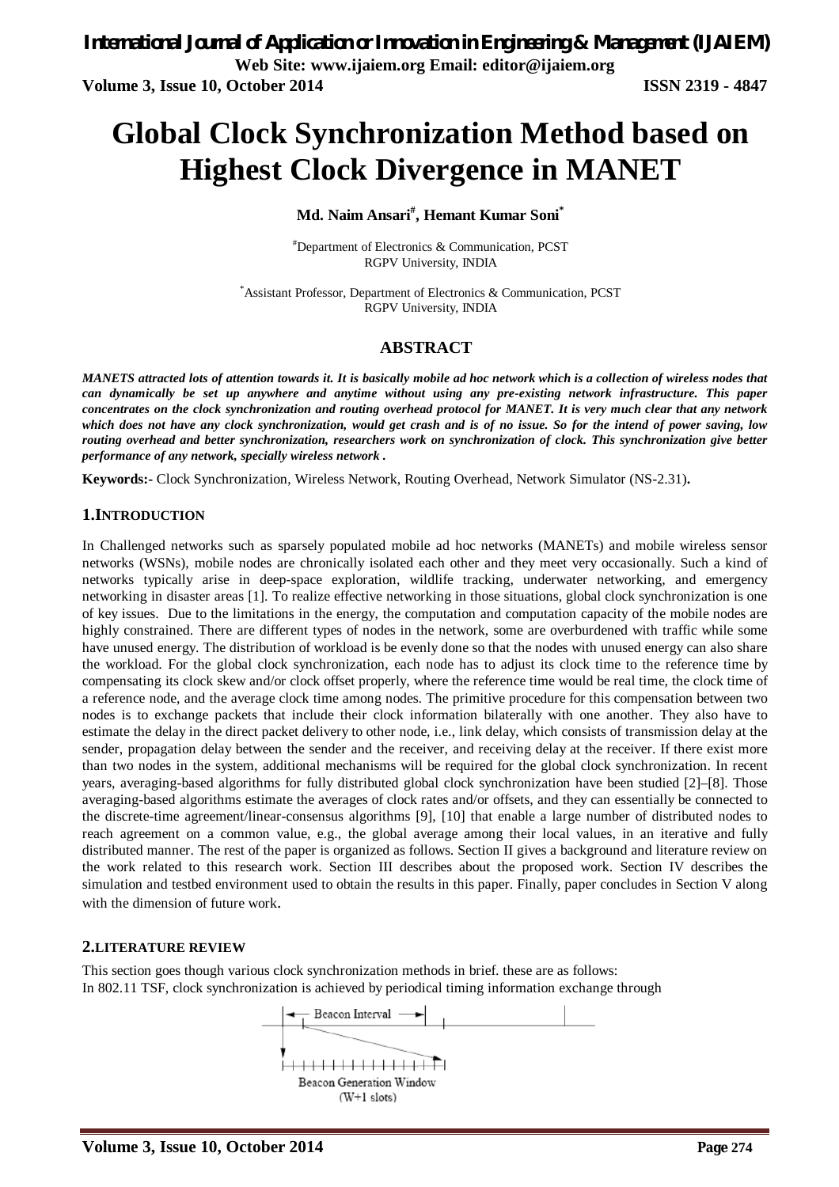# Global Clock Synchronization Method based on Highest Clock Divergence in MANET

**Md. Naim Ansari[#], Hemant Kumar Soni[*]**

[#]Department of Electronics & Communication, PCST
RGPV University, INDIA

[*]Assistant Professor, Department of Electronics & Communication, PCST
RGPV University, INDIA

## ABSTRACT

***MANETS attracted lots of attention towards it. It is basically mobile ad hoc network which is a collection of wireless nodes that can dynamically be set up anywhere and anytime without using any pre-existing network infrastructure. This paper concentrates on the clock synchronization and routing overhead protocol for MANET. It is very much clear that any network which does not have any clock synchronization, would get crash and is of no issue. So for the intend of power saving, low routing overhead and better synchronization, researchers work on synchronization of clock. This synchronization give better performance of any network, specially wireless network .***

**Keywords:-** Clock Synchronization, Wireless Network, Routing Overhead, Network Simulator (NS-2.31)**.**

## 1.INTRODUCTION

In Challenged networks such as sparsely populated mobile ad hoc networks (MANETs) and mobile wireless sensor networks (WSNs), mobile nodes are chronically isolated each other and they meet very occasionally. Such a kind of networks typically arise in deep-space exploration, wildlife tracking, underwater networking, and emergency networking in disaster areas [1]. To realize effective networking in those situations, global clock synchronization is one of key issues. Due to the limitations in the energy, the computation and computation capacity of the mobile nodes are highly constrained. There are different types of nodes in the network, some are overburdened with traffic while some have unused energy. The distribution of workload is be evenly done so that the nodes with unused energy can also share the workload. For the global clock synchronization, each node has to adjust its clock time to the reference time by compensating its clock skew and/or clock offset properly, where the reference time would be real time, the clock time of a reference node, and the average clock time among nodes. The primitive procedure for this compensation between two nodes is to exchange packets that include their clock information bilaterally with one another. They also have to estimate the delay in the direct packet delivery to other node, i.e., link delay, which consists of transmission delay at the sender, propagation delay between the sender and the receiver, and receiving delay at the receiver. If there exist more than two nodes in the system, additional mechanisms will be required for the global clock synchronization. In recent years, averaging-based algorithms for fully distributed global clock synchronization have been studied [2]–[8]. Those averaging-based algorithms estimate the averages of clock rates and/or offsets, and they can essentially be connected to the discrete-time agreement/linear-consensus algorithms [9], [10] that enable a large number of distributed nodes to reach agreement on a common value, e.g., the global average among their local values, in an iterative and fully distributed manner. The rest of the paper is organized as follows. Section II gives a background and literature review on the work related to this research work. Section III describes about the proposed work. Section IV describes the simulation and testbed environment used to obtain the results in this paper. Finally, paper concludes in Section V along with the dimension of future work.

## 2.LITERATURE REVIEW

This section goes though various clock synchronization methods in brief. these are as follows:
In 802.11 TSF, clock synchronization is achieved by periodical timing information exchange through

Beacon Interval

Beacon Generation Window
(W+1 slots)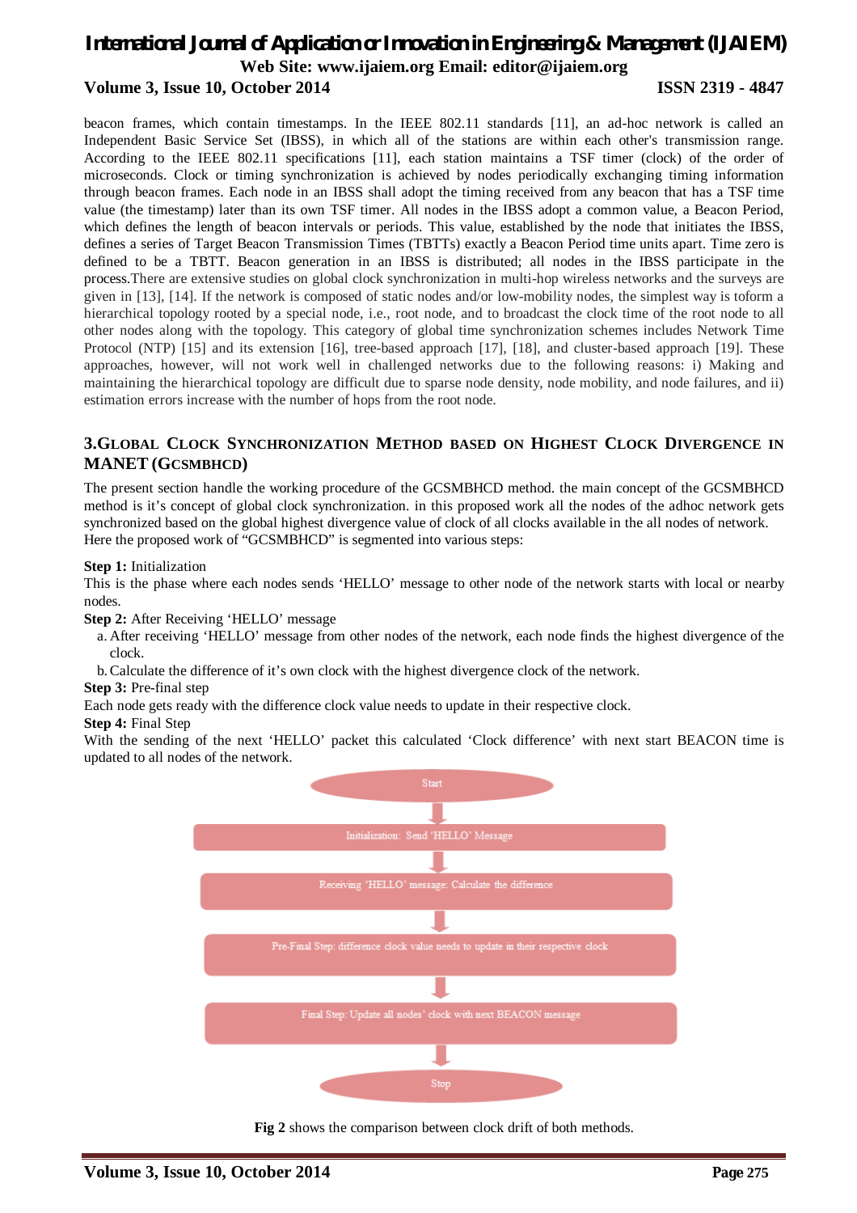beacon frames, which contain timestamps. In the IEEE 802.11 standards [11], an ad-hoc network is called an Independent Basic Service Set (IBSS), in which all of the stations are within each other's transmission range. According to the IEEE 802.11 specifications [11], each station maintains a TSF timer (clock) of the order of microseconds. Clock or timing synchronization is achieved by nodes periodically exchanging timing information through beacon frames. Each node in an IBSS shall adopt the timing received from any beacon that has a TSF time value (the timestamp) later than its own TSF timer. All nodes in the IBSS adopt a common value, a Beacon Period, which defines the length of beacon intervals or periods. This value, established by the node that initiates the IBSS, defines a series of Target Beacon Transmission Times (TBTTs) exactly a Beacon Period time units apart. Time zero is defined to be a TBTT. Beacon generation in an IBSS is distributed; all nodes in the IBSS participate in the process.There are extensive studies on global clock synchronization in multi-hop wireless networks and the surveys are given in [13], [14]. If the network is composed of static nodes and/or low-mobility nodes, the simplest way is toform a hierarchical topology rooted by a special node, i.e., root node, and to broadcast the clock time of the root node to all other nodes along with the topology. This category of global time synchronization schemes includes Network Time Protocol (NTP) [15] and its extension [16], tree-based approach [17], [18], and cluster-based approach [19]. These approaches, however, will not work well in challenged networks due to the following reasons: i) Making and maintaining the hierarchical topology are difficult due to sparse node density, node mobility, and node failures, and ii) estimation errors increase with the number of hops from the root node.

## 3.GLOBAL CLOCK SYNCHRONIZATION METHOD BASED ON HIGHEST CLOCK DIVERGENCE IN MANET (GCSMBHCD)

The present section handle the working procedure of the GCSMBHCD method. the main concept of the GCSMBHCD method is it's concept of global clock synchronization. in this proposed work all the nodes of the adhoc network gets synchronized based on the global highest divergence value of clock of all clocks available in the all nodes of network. Here the proposed work of "GCSMBHCD" is segmented into various steps:

**Step 1:** Initialization
This is the phase where each nodes sends 'HELLO' message to other node of the network starts with local or nearby nodes.

**Step 2:** After Receiving 'HELLO' message

a. After receiving 'HELLO' message from other nodes of the network, each node finds the highest divergence of the clock.
b. Calculate the difference of it's own clock with the highest divergence clock of the network.

**Step 3:** Pre-final step
Each node gets ready with the difference clock value needs to update in their respective clock.

**Step 4:** Final Step
With the sending of the next 'HELLO' packet this calculated 'Clock difference' with next start BEACON time is updated to all nodes of the network.

Start

Initialization: Send 'HELLO' Message

Receiving 'HELLO' message: Calculate the difference

Pre-Final Step: difference clock value needs to update in their respective clock

Final Step: Update all nodes' clock with next BEACON message

Stop

**Fig 2** shows the comparison between clock drift of both methods.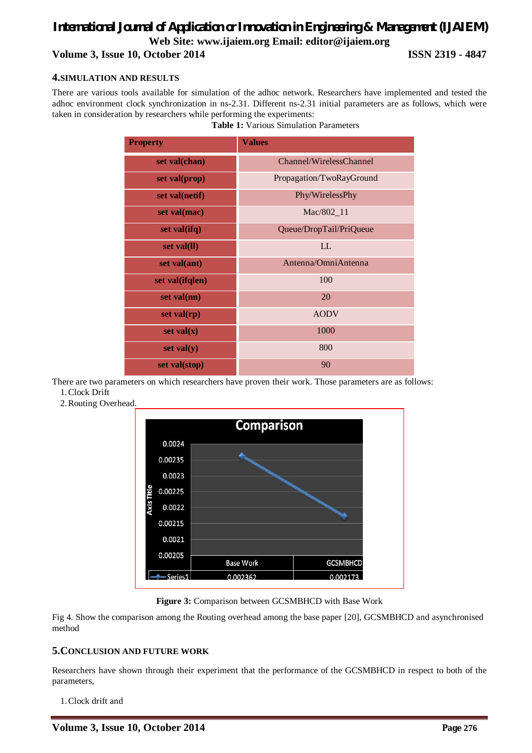## 4. SIMULATION AND RESULTS

There are various tools available for simulation of the adhoc network. Researchers have implemented and tested the adhoc environment clock synchronization in ns-2.31. Different ns-2.31 initial parameters are as follows, which were taken in consideration by researchers while performing the experiments:

**Table 1:** Various Simulation Parameters

| Property | Values |
|---|---|
| set val(chan) | Channel/WirelessChannel |
| set val(prop) | Propagation/TwoRayGround |
| set val(netif) | Phy/WirelessPhy |
| set val(mac) | Mac/802_11 |
| set val(ifq) | Queue/DropTail/PriQueue |
| set val(ll) | LL |
| set val(ant) | Antenna/OmniAntenna |
| set val(ifqlen) | 100 |
| set val(nn) | 20 |
| set val(rp) | AODV |
| set val(x) | 1000 |
| set val(y) | 800 |
| set val(stop) | 90 |

There are two parameters on which researchers have proven their work. Those parameters are as follows:

1. Clock Drift
2. Routing Overhead.

**Figure 3:** Comparison between GCSMBHCD with Base Work

Fig 4. Show the comparison among the Routing overhead among the base paper [20], GCSMBHCD and asynchronised method

## 5. CONCLUSION AND FUTURE WORK

Researchers have shown through their experiment that the performance of the GCSMBHCD in respect to both of the parameters,

1. Clock drift and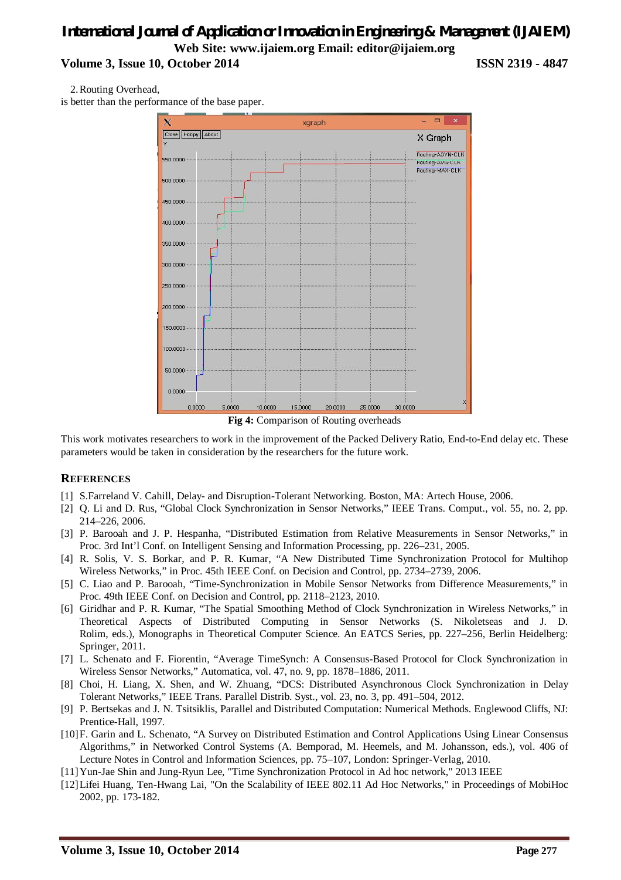2. Routing Overhead,

is better than the performance of the base paper.

**Fig 4:** Comparison of Routing overheads

This work motivates researchers to work in the improvement of the Packed Delivery Ratio, End-to-End delay etc. These parameters would be taken in consideration by the researchers for the future work.

## REFERENCES

[1] S.Farreland V. Cahill, Delay- and Disruption-Tolerant Networking. Boston, MA: Artech House, 2006.

[2] Q. Li and D. Rus, “Global Clock Synchronization in Sensor Networks,” IEEE Trans. Comput., vol. 55, no. 2, pp. 214–226, 2006.

[3] P. Barooah and J. P. Hespanha, “Distributed Estimation from Relative Measurements in Sensor Networks,” in Proc. 3rd Int’l Conf. on Intelligent Sensing and Information Processing, pp. 226–231, 2005.

[4] R. Solis, V. S. Borkar, and P. R. Kumar, “A New Distributed Time Synchronization Protocol for Multihop Wireless Networks,” in Proc. 45th IEEE Conf. on Decision and Control, pp. 2734–2739, 2006.

[5] C. Liao and P. Barooah, “Time-Synchronization in Mobile Sensor Networks from Difference Measurements,” in Proc. 49th IEEE Conf. on Decision and Control, pp. 2118–2123, 2010.

[6] Giridhar and P. R. Kumar, “The Spatial Smoothing Method of Clock Synchronization in Wireless Networks,” in Theoretical Aspects of Distributed Computing in Sensor Networks (S. Nikoletseas and J. D. Rolim, eds.), Monographs in Theoretical Computer Science. An EATCS Series, pp. 227–256, Berlin Heidelberg: Springer, 2011.

[7] L. Schenato and F. Fiorentin, “Average TimeSynch: A Consensus-Based Protocol for Clock Synchronization in Wireless Sensor Networks,” Automatica, vol. 47, no. 9, pp. 1878–1886, 2011.

[8] Choi, H. Liang, X. Shen, and W. Zhuang, “DCS: Distributed Asynchronous Clock Synchronization in Delay Tolerant Networks,” IEEE Trans. Parallel Distrib. Syst., vol. 23, no. 3, pp. 491–504, 2012.

[9] P. Bertsekas and J. N. Tsitsiklis, Parallel and Distributed Computation: Numerical Methods. Englewood Cliffs, NJ: Prentice-Hall, 1997.

[10] F. Garin and L. Schenato, “A Survey on Distributed Estimation and Control Applications Using Linear Consensus Algorithms,” in Networked Control Systems (A. Bemporad, M. Heemels, and M. Johansson, eds.), vol. 406 of Lecture Notes in Control and Information Sciences, pp. 75–107, London: Springer-Verlag, 2010.

[11] Yun-Jae Shin and Jung-Ryun Lee, "Time Synchronization Protocol in Ad hoc network," 2013 IEEE

[12] Lifei Huang, Ten-Hwang Lai, "On the Scalability of IEEE 802.11 Ad Hoc Networks," in Proceedings of MobiHoc 2002, pp. 173-182.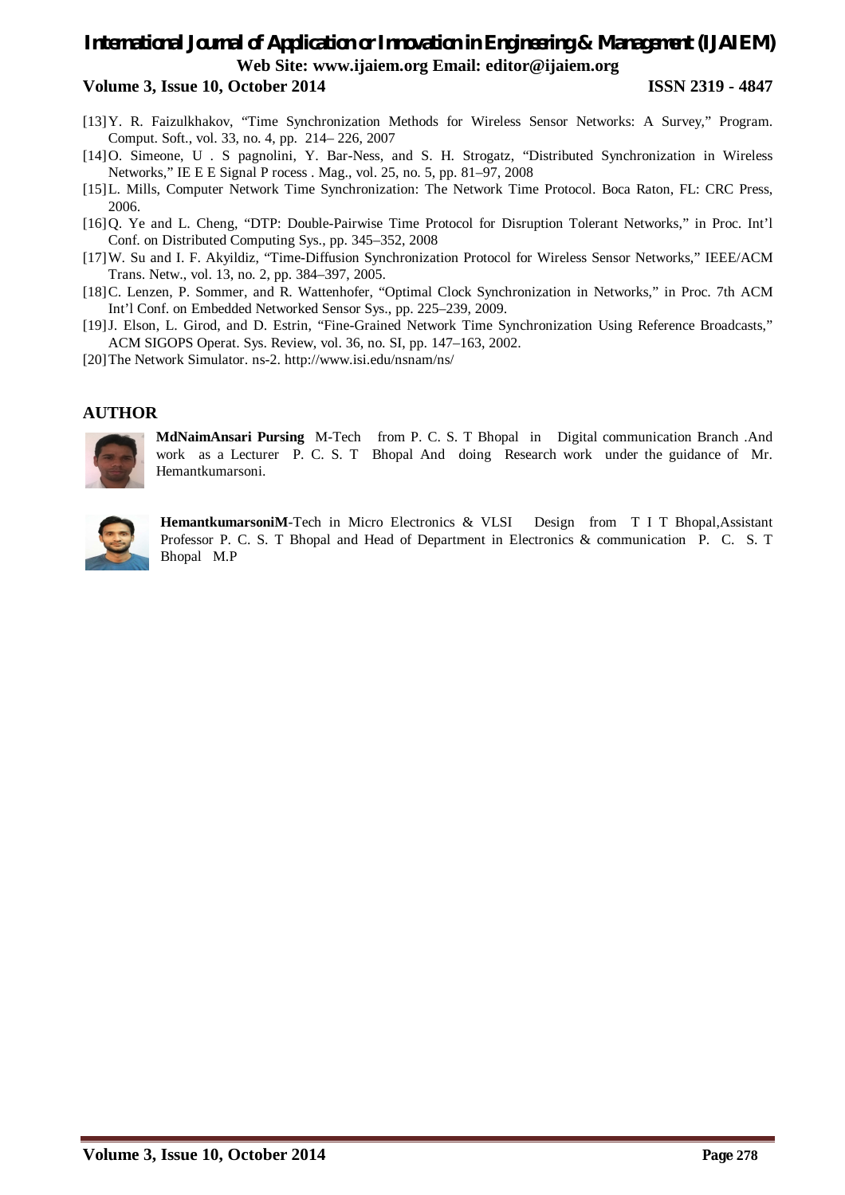[13] Y. R. Faizulkhakov, "Time Synchronization Methods for Wireless Sensor Networks: A Survey," Program. Comput. Soft., vol. 33, no. 4, pp. 214– 226, 2007

[14] O. Simeone, U . S pagnolini, Y. Bar-Ness, and S. H. Strogatz, "Distributed Synchronization in Wireless Networks," IE E E Signal P rocess . Mag., vol. 25, no. 5, pp. 81–97, 2008

[15] L. Mills, Computer Network Time Synchronization: The Network Time Protocol. Boca Raton, FL: CRC Press, 2006.

[16] Q. Ye and L. Cheng, "DTP: Double-Pairwise Time Protocol for Disruption Tolerant Networks," in Proc. Int'l Conf. on Distributed Computing Sys., pp. 345–352, 2008

[17] W. Su and I. F. Akyildiz, "Time-Diffusion Synchronization Protocol for Wireless Sensor Networks," IEEE/ACM Trans. Netw., vol. 13, no. 2, pp. 384–397, 2005.

[18] C. Lenzen, P. Sommer, and R. Wattenhofer, "Optimal Clock Synchronization in Networks," in Proc. 7th ACM Int'l Conf. on Embedded Networked Sensor Sys., pp. 225–239, 2009.

[19] J. Elson, L. Girod, and D. Estrin, "Fine-Grained Network Time Synchronization Using Reference Broadcasts," ACM SIGOPS Operat. Sys. Review, vol. 36, no. SI, pp. 147–163, 2002.

[20] The Network Simulator. ns-2. http://www.isi.edu/nsnam/ns/

## AUTHOR

**MdNaimAnsari Pursing** M-Tech from P. C. S. T Bhopal in Digital communication Branch .And work as a Lecturer P. C. S. T Bhopal And doing Research work under the guidance of Mr. Hemantkumarsoni.

**HemantkumarsoniM**-Tech in Micro Electronics & VLSI Design from T I T Bhopal,Assistant Professor P. C. S. T Bhopal and Head of Department in Electronics & communication P. C. S. T Bhopal M.P